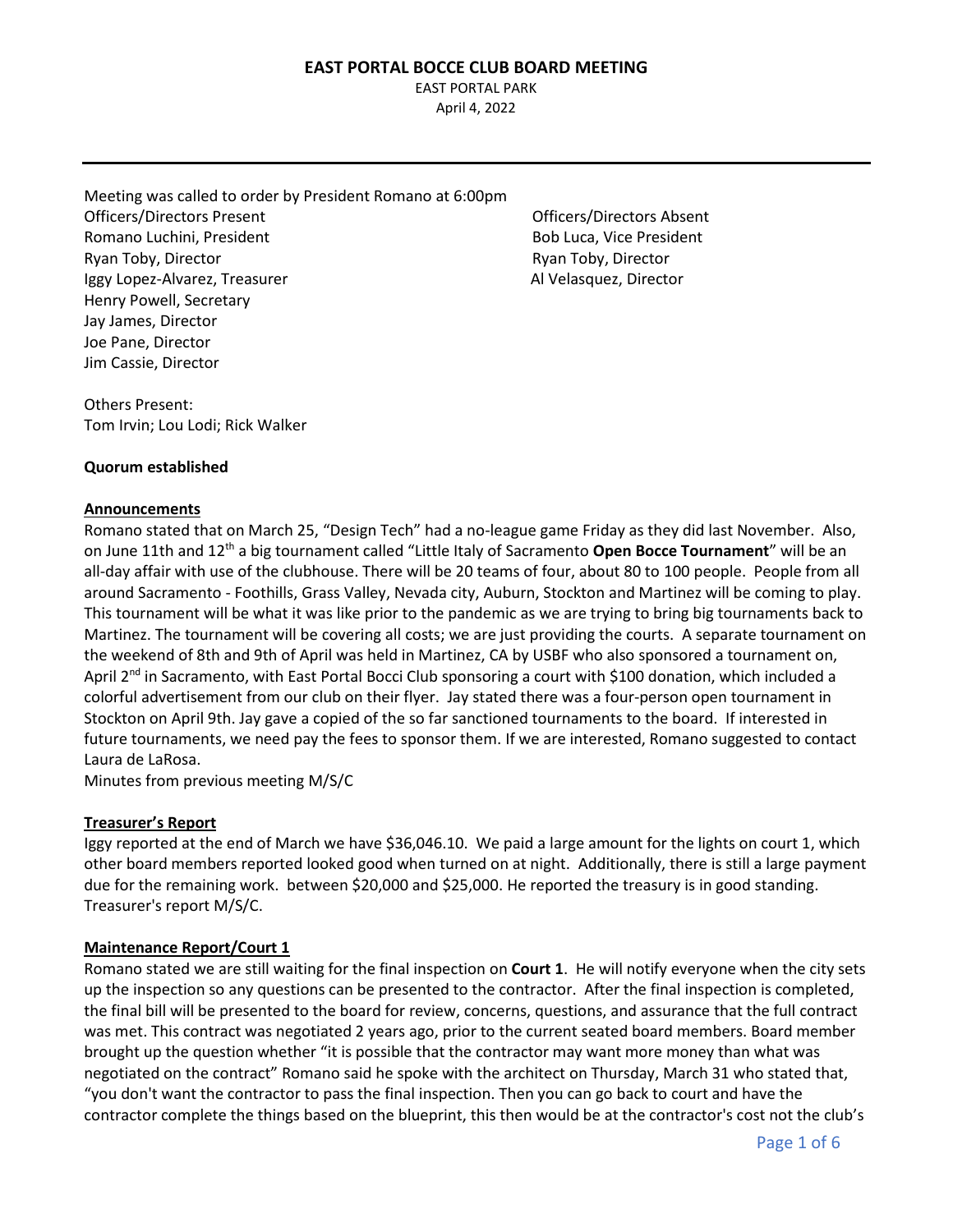# EAST PORTAL BOCCE CLUB BOARD MEETING

EAST PORTAL PARK
April 4, 2022

---

Meeting was called to order by President Romano at 6:00pm

| Officers/Directors Present | Officers/Directors Absent |
| --- | --- |
| Romano Luchini, President | Bob Luca, Vice President |
| Ryan Toby, Director | Ryan Toby, Director |
| Iggy Lopez-Alvarez, Treasurer | Al Velasquez, Director |
| Henry Powell, Secretary | |
| Jay James, Director | |
| Joe Pane, Director | |
| Jim Cassie, Director | |

Others Present:
Tom Irvin; Lou Lodi; Rick Walker

**Quorum established**

**Announcements**

Romano stated that on March 25, "Design Tech" had a no-league game Friday as they did last November. Also, on June 11th and 12th a big tournament called "Little Italy of Sacramento **Open Bocce Tournament**" will be an all-day affair with use of the clubhouse. There will be 20 teams of four, about 80 to 100 people. People from all around Sacramento - Foothills, Grass Valley, Nevada city, Auburn, Stockton and Martinez will be coming to play. This tournament will be what it was like prior to the pandemic as we are trying to bring big tournaments back to Martinez. The tournament will be covering all costs; we are just providing the courts. A separate tournament on the weekend of 8th and 9th of April was held in Martinez, CA by USBF who also sponsored a tournament on, April 2nd in Sacramento, with East Portal Bocci Club sponsoring a court with $100 donation, which included a colorful advertisement from our club on their flyer. Jay stated there was a four-person open tournament in Stockton on April 9th. Jay gave a copied of the so far sanctioned tournaments to the board. If interested in future tournaments, we need pay the fees to sponsor them. If we are interested, Romano suggested to contact Laura de LaRosa.

Minutes from previous meeting M/S/C

**Treasurer's Report**

Iggy reported at the end of March we have $36,046.10. We paid a large amount for the lights on court 1, which other board members reported looked good when turned on at night. Additionally, there is still a large payment due for the remaining work. between $20,000 and $25,000. He reported the treasury is in good standing. Treasurer's report M/S/C.

**Maintenance Report/Court 1**

Romano stated we are still waiting for the final inspection on **Court 1**. He will notify everyone when the city sets up the inspection so any questions can be presented to the contractor. After the final inspection is completed, the final bill will be presented to the board for review, concerns, questions, and assurance that the full contract was met. This contract was negotiated 2 years ago, prior to the current seated board members. Board member brought up the question whether "it is possible that the contractor may want more money than what was negotiated on the contract" Romano said he spoke with the architect on Thursday, March 31 who stated that, "you don't want the contractor to pass the final inspection. Then you can go back to court and have the contractor complete the things based on the blueprint, this then would be at the contractor's cost not the club's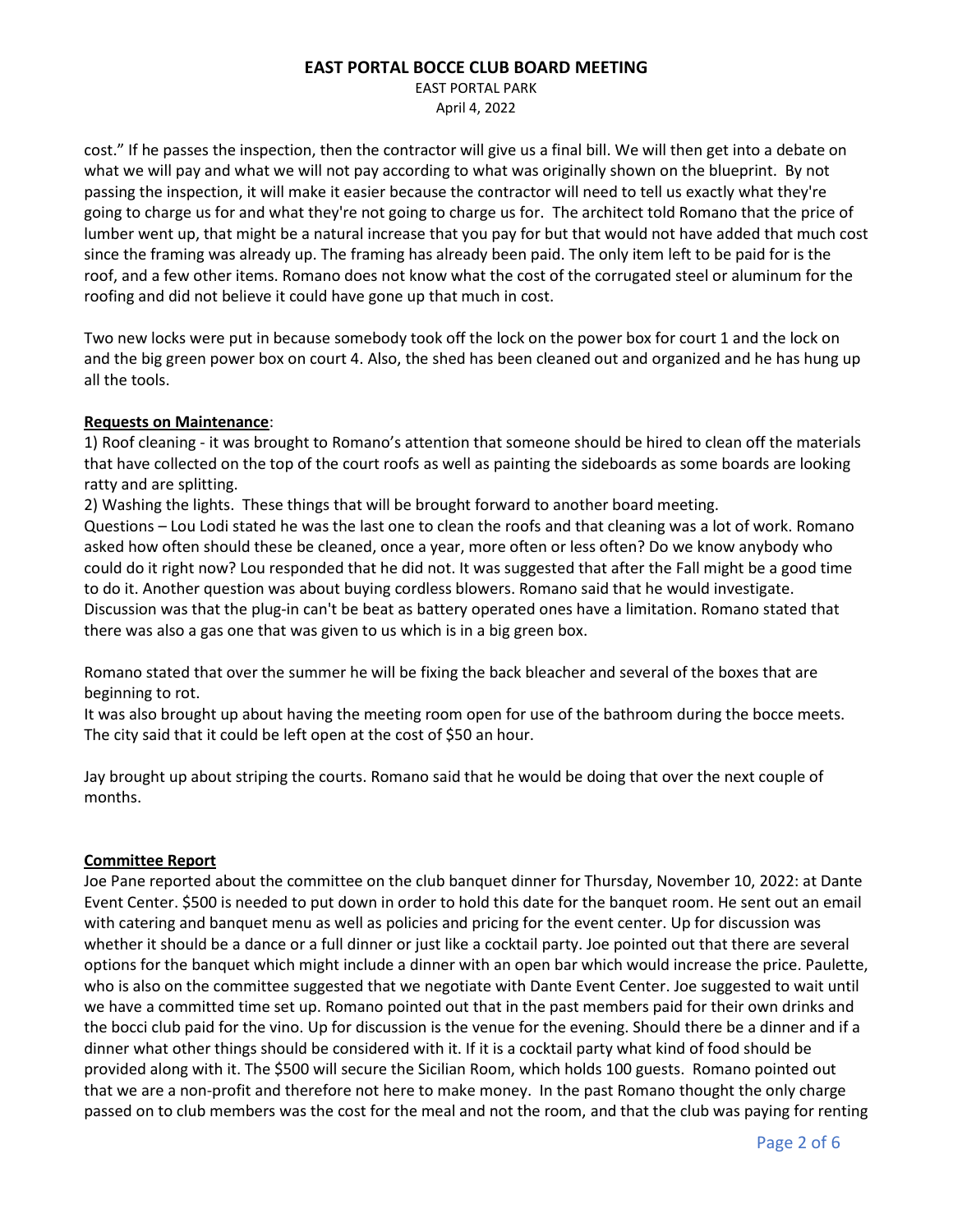cost." If he passes the inspection, then the contractor will give us a final bill. We will then get into a debate on what we will pay and what we will not pay according to what was originally shown on the blueprint. By not passing the inspection, it will make it easier because the contractor will need to tell us exactly what they're going to charge us for and what they're not going to charge us for. The architect told Romano that the price of lumber went up, that might be a natural increase that you pay for but that would not have added that much cost since the framing was already up. The framing has already been paid. The only item left to be paid for is the roof, and a few other items. Romano does not know what the cost of the corrugated steel or aluminum for the roofing and did not believe it could have gone up that much in cost.

Two new locks were put in because somebody took off the lock on the power box for court 1 and the lock on and the big green power box on court 4. Also, the shed has been cleaned out and organized and he has hung up all the tools.

**Requests on Maintenance**:

1) Roof cleaning - it was brought to Romano's attention that someone should be hired to clean off the materials that have collected on the top of the court roofs as well as painting the sideboards as some boards are looking ratty and are splitting.

2) Washing the lights. These things that will be brought forward to another board meeting.

Questions – Lou Lodi stated he was the last one to clean the roofs and that cleaning was a lot of work. Romano asked how often should these be cleaned, once a year, more often or less often? Do we know anybody who could do it right now? Lou responded that he did not. It was suggested that after the Fall might be a good time to do it. Another question was about buying cordless blowers. Romano said that he would investigate. Discussion was that the plug-in can't be beat as battery operated ones have a limitation. Romano stated that there was also a gas one that was given to us which is in a big green box.

Romano stated that over the summer he will be fixing the back bleacher and several of the boxes that are beginning to rot.

It was also brought up about having the meeting room open for use of the bathroom during the bocce meets. The city said that it could be left open at the cost of $50 an hour.

Jay brought up about striping the courts. Romano said that he would be doing that over the next couple of months.

**Committee Report**

Joe Pane reported about the committee on the club banquet dinner for Thursday, November 10, 2022: at Dante Event Center. $500 is needed to put down in order to hold this date for the banquet room. He sent out an email with catering and banquet menu as well as policies and pricing for the event center. Up for discussion was whether it should be a dance or a full dinner or just like a cocktail party. Joe pointed out that there are several options for the banquet which might include a dinner with an open bar which would increase the price. Paulette, who is also on the committee suggested that we negotiate with Dante Event Center. Joe suggested to wait until we have a committed time set up. Romano pointed out that in the past members paid for their own drinks and the bocci club paid for the vino. Up for discussion is the venue for the evening. Should there be a dinner and if a dinner what other things should be considered with it. If it is a cocktail party what kind of food should be provided along with it. The $500 will secure the Sicilian Room, which holds 100 guests. Romano pointed out that we are a non-profit and therefore not here to make money. In the past Romano thought the only charge passed on to club members was the cost for the meal and not the room, and that the club was paying for renting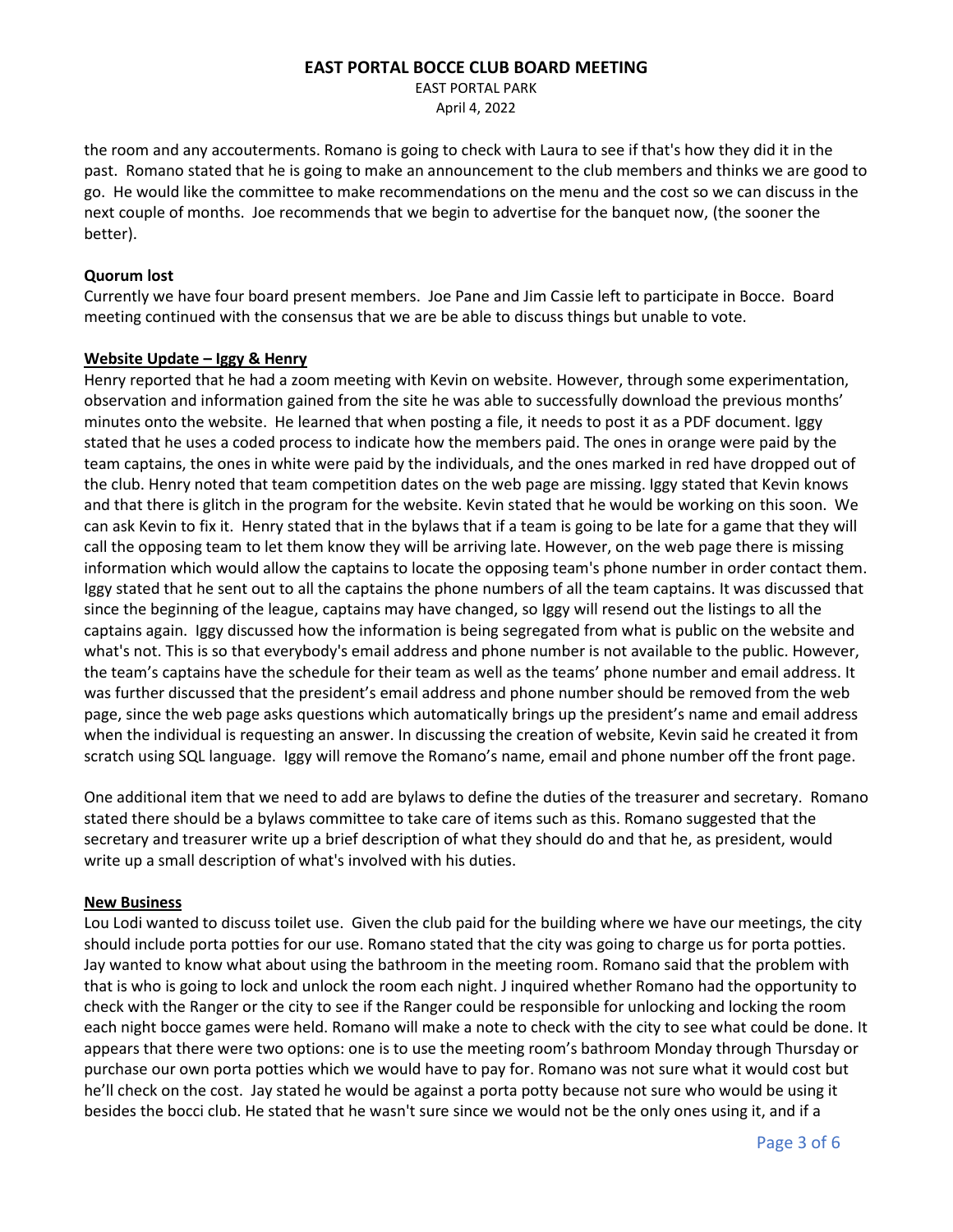the room and any accouterments. Romano is going to check with Laura to see if that's how they did it in the past. Romano stated that he is going to make an announcement to the club members and thinks we are good to go. He would like the committee to make recommendations on the menu and the cost so we can discuss in the next couple of months. Joe recommends that we begin to advertise for the banquet now, (the sooner the better).

**Quorum lost**

Currently we have four board present members. Joe Pane and Jim Cassie left to participate in Bocce. Board meeting continued with the consensus that we are be able to discuss things but unable to vote.

**Website Update – Iggy & Henry**

Henry reported that he had a zoom meeting with Kevin on website. However, through some experimentation, observation and information gained from the site he was able to successfully download the previous months' minutes onto the website. He learned that when posting a file, it needs to post it as a PDF document. Iggy stated that he uses a coded process to indicate how the members paid. The ones in orange were paid by the team captains, the ones in white were paid by the individuals, and the ones marked in red have dropped out of the club. Henry noted that team competition dates on the web page are missing. Iggy stated that Kevin knows and that there is glitch in the program for the website. Kevin stated that he would be working on this soon. We can ask Kevin to fix it. Henry stated that in the bylaws that if a team is going to be late for a game that they will call the opposing team to let them know they will be arriving late. However, on the web page there is missing information which would allow the captains to locate the opposing team's phone number in order contact them. Iggy stated that he sent out to all the captains the phone numbers of all the team captains. It was discussed that since the beginning of the league, captains may have changed, so Iggy will resend out the listings to all the captains again. Iggy discussed how the information is being segregated from what is public on the website and what's not. This is so that everybody's email address and phone number is not available to the public. However, the team's captains have the schedule for their team as well as the teams' phone number and email address. It was further discussed that the president's email address and phone number should be removed from the web page, since the web page asks questions which automatically brings up the president's name and email address when the individual is requesting an answer. In discussing the creation of website, Kevin said he created it from scratch using SQL language. Iggy will remove the Romano's name, email and phone number off the front page.

One additional item that we need to add are bylaws to define the duties of the treasurer and secretary. Romano stated there should be a bylaws committee to take care of items such as this. Romano suggested that the secretary and treasurer write up a brief description of what they should do and that he, as president, would write up a small description of what's involved with his duties.

**New Business**

Lou Lodi wanted to discuss toilet use. Given the club paid for the building where we have our meetings, the city should include porta potties for our use. Romano stated that the city was going to charge us for porta potties. Jay wanted to know what about using the bathroom in the meeting room. Romano said that the problem with that is who is going to lock and unlock the room each night. J inquired whether Romano had the opportunity to check with the Ranger or the city to see if the Ranger could be responsible for unlocking and locking the room each night bocce games were held. Romano will make a note to check with the city to see what could be done. It appears that there were two options: one is to use the meeting room's bathroom Monday through Thursday or purchase our own porta potties which we would have to pay for. Romano was not sure what it would cost but he'll check on the cost. Jay stated he would be against a porta potty because not sure who would be using it besides the bocci club. He stated that he wasn't sure since we would not be the only ones using it, and if a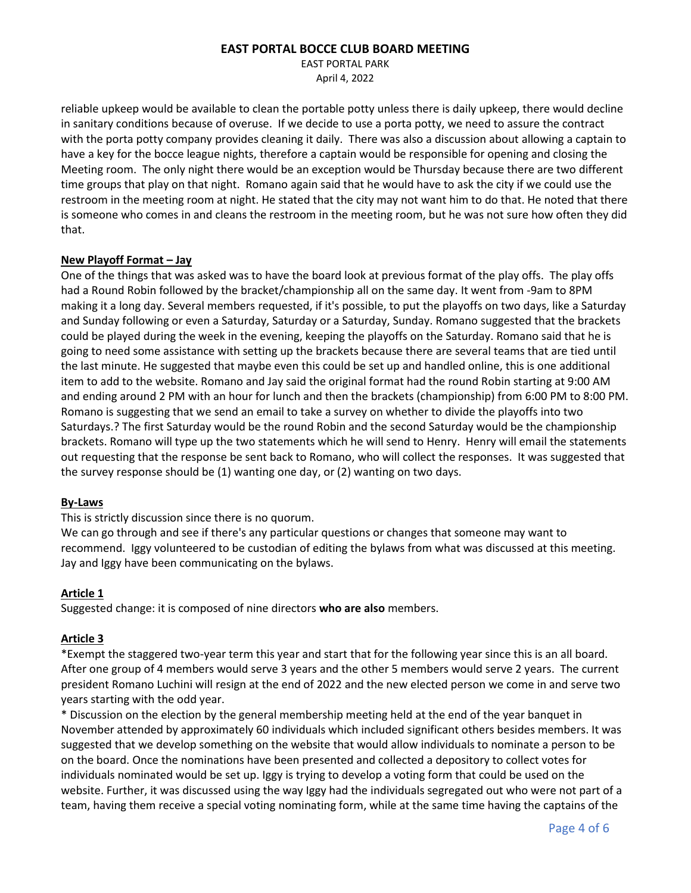reliable upkeep would be available to clean the portable potty unless there is daily upkeep, there would decline in sanitary conditions because of overuse. If we decide to use a porta potty, we need to assure the contract with the porta potty company provides cleaning it daily. There was also a discussion about allowing a captain to have a key for the bocce league nights, therefore a captain would be responsible for opening and closing the Meeting room. The only night there would be an exception would be Thursday because there are two different time groups that play on that night. Romano again said that he would have to ask the city if we could use the restroom in the meeting room at night. He stated that the city may not want him to do that. He noted that there is someone who comes in and cleans the restroom in the meeting room, but he was not sure how often they did that.

**New Playoff Format – Jay**

One of the things that was asked was to have the board look at previous format of the play offs. The play offs had a Round Robin followed by the bracket/championship all on the same day. It went from -9am to 8PM making it a long day. Several members requested, if it's possible, to put the playoffs on two days, like a Saturday and Sunday following or even a Saturday, Saturday or a Saturday, Sunday. Romano suggested that the brackets could be played during the week in the evening, keeping the playoffs on the Saturday. Romano said that he is going to need some assistance with setting up the brackets because there are several teams that are tied until the last minute. He suggested that maybe even this could be set up and handled online, this is one additional item to add to the website. Romano and Jay said the original format had the round Robin starting at 9:00 AM and ending around 2 PM with an hour for lunch and then the brackets (championship) from 6:00 PM to 8:00 PM. Romano is suggesting that we send an email to take a survey on whether to divide the playoffs into two Saturdays.? The first Saturday would be the round Robin and the second Saturday would be the championship brackets. Romano will type up the two statements which he will send to Henry. Henry will email the statements out requesting that the response be sent back to Romano, who will collect the responses. It was suggested that the survey response should be (1) wanting one day, or (2) wanting on two days.

**By-Laws**

This is strictly discussion since there is no quorum.
We can go through and see if there's any particular questions or changes that someone may want to recommend. Iggy volunteered to be custodian of editing the bylaws from what was discussed at this meeting. Jay and Iggy have been communicating on the bylaws.

**Article 1**

Suggested change: it is composed of nine directors **who are also** members.

**Article 3**

*Exempt the staggered two-year term this year and start that for the following year since this is an all board. After one group of 4 members would serve 3 years and the other 5 members would serve 2 years. The current president Romano Luchini will resign at the end of 2022 and the new elected person we come in and serve two years starting with the odd year.

* Discussion on the election by the general membership meeting held at the end of the year banquet in November attended by approximately 60 individuals which included significant others besides members. It was suggested that we develop something on the website that would allow individuals to nominate a person to be on the board. Once the nominations have been presented and collected a depository to collect votes for individuals nominated would be set up. Iggy is trying to develop a voting form that could be used on the website. Further, it was discussed using the way Iggy had the individuals segregated out who were not part of a team, having them receive a special voting nominating form, while at the same time having the captains of the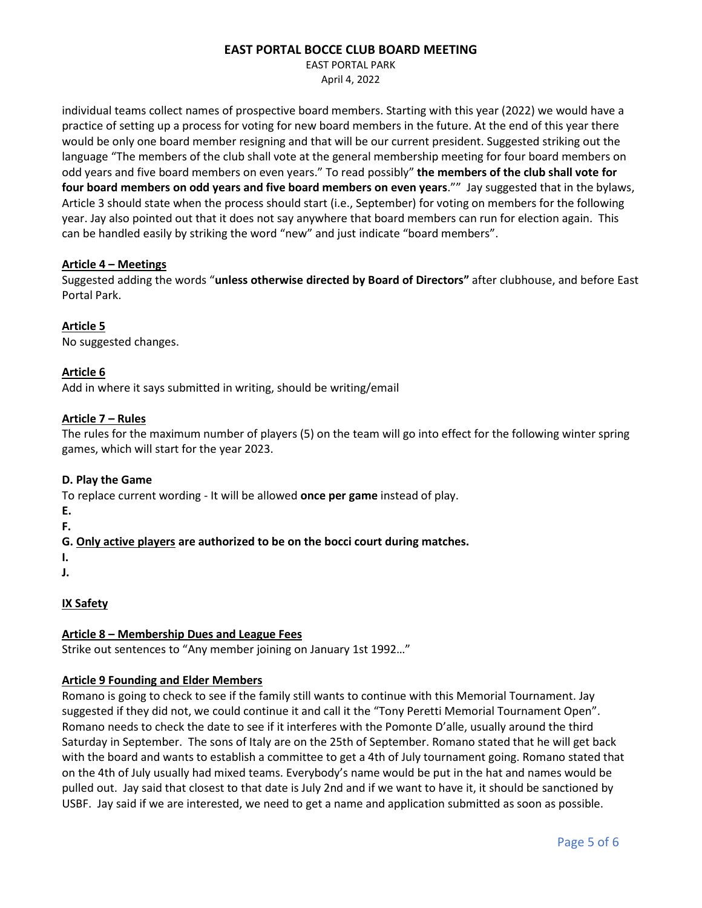individual teams collect names of prospective board members. Starting with this year (2022) we would have a practice of setting up a process for voting for new board members in the future. At the end of this year there would be only one board member resigning and that will be our current president. Suggested striking out the language "The members of the club shall vote at the general membership meeting for four board members on odd years and five board members on even years." To read possibly" **the members of the club shall vote for four board members on odd years and five board members on even years**."" Jay suggested that in the bylaws, Article 3 should state when the process should start (i.e., September) for voting on members for the following year. Jay also pointed out that it does not say anywhere that board members can run for election again. This can be handled easily by striking the word "new" and just indicate "board members".

**<u>Article 4 – Meetings</u>**

Suggested adding the words "**unless otherwise directed by Board of Directors"** after clubhouse, and before East Portal Park.

**<u>Article 5</u>**

No suggested changes.

**<u>Article 6</u>**

Add in where it says submitted in writing, should be writing/email

**<u>Article 7 – Rules</u>**

The rules for the maximum number of players (5) on the team will go into effect for the following winter spring games, which will start for the year 2023.

**D. Play the Game**

To replace current wording - It will be allowed **once per game** instead of play.

**E.**

**F.**

**G. <u>Only active players</u> are authorized to be on the bocci court during matches.**

**I.**

**J.**

**<u>IX Safety</u>**

**<u>Article 8 – Membership Dues and League Fees</u>**

Strike out sentences to "Any member joining on January 1st 1992…"

**<u>Article 9 Founding and Elder Members</u>**

Romano is going to check to see if the family still wants to continue with this Memorial Tournament. Jay suggested if they did not, we could continue it and call it the "Tony Peretti Memorial Tournament Open". Romano needs to check the date to see if it interferes with the Pomonte D'alle, usually around the third Saturday in September. The sons of Italy are on the 25th of September. Romano stated that he will get back with the board and wants to establish a committee to get a 4th of July tournament going. Romano stated that on the 4th of July usually had mixed teams. Everybody's name would be put in the hat and names would be pulled out. Jay said that closest to that date is July 2nd and if we want to have it, it should be sanctioned by USBF. Jay said if we are interested, we need to get a name and application submitted as soon as possible.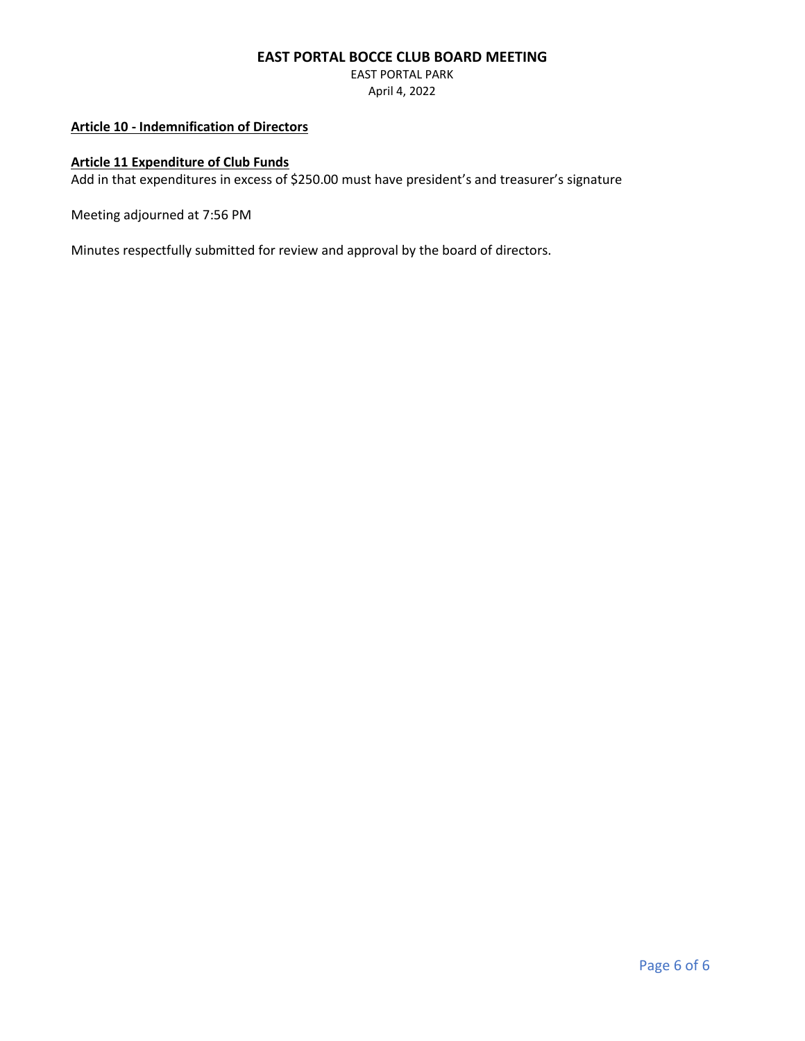**Article 10 - Indemnification of Directors**

**Article 11 Expenditure of Club Funds**

Add in that expenditures in excess of $250.00 must have president's and treasurer's signature

Meeting adjourned at 7:56 PM

Minutes respectfully submitted for review and approval by the board of directors.